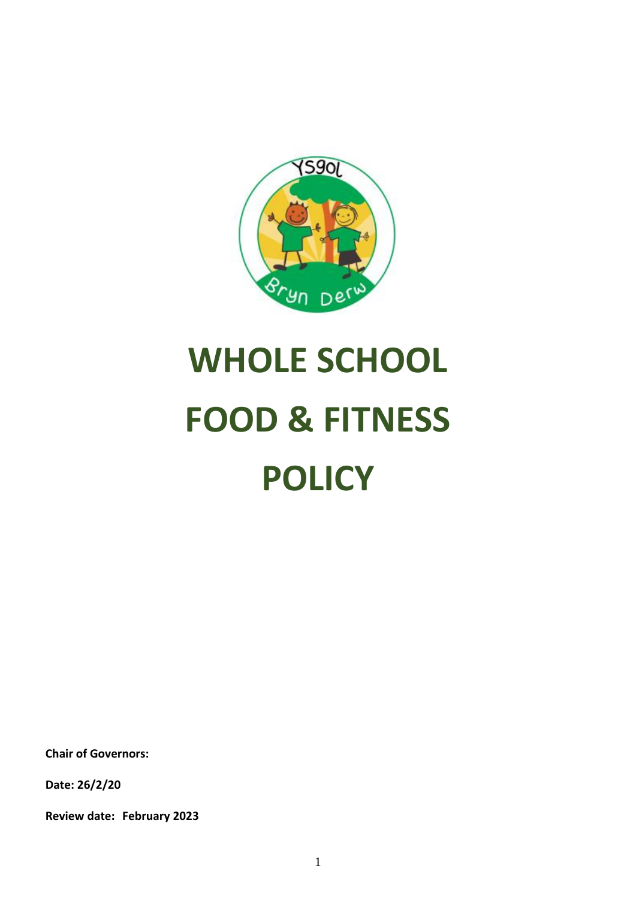# WHOLE SCHOOL FOOD & FITNESS POLICY

**Chair of Governors:**

**Date: 26/2/20**

**Review date: February 2023**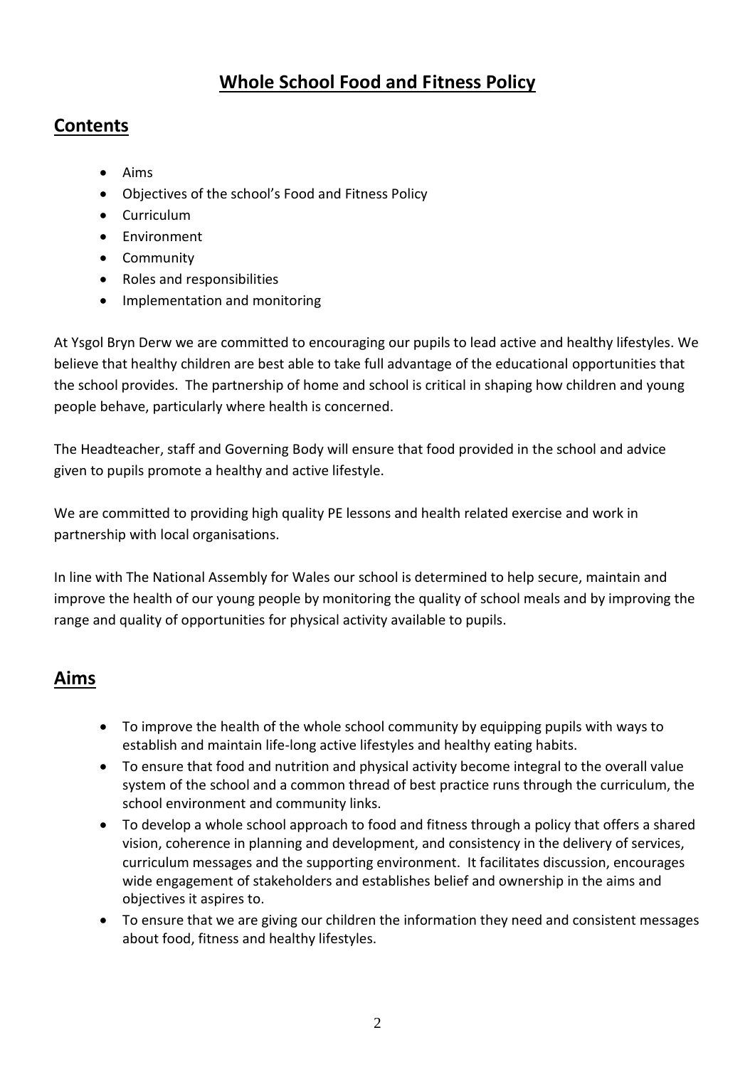# Whole School Food and Fitness Policy

## Contents

- Aims
- Objectives of the school's Food and Fitness Policy
- Curriculum
- Environment
- Community
- Roles and responsibilities
- Implementation and monitoring

At Ysgol Bryn Derw we are committed to encouraging our pupils to lead active and healthy lifestyles. We believe that healthy children are best able to take full advantage of the educational opportunities that the school provides. The partnership of home and school is critical in shaping how children and young people behave, particularly where health is concerned.

The Headteacher, staff and Governing Body will ensure that food provided in the school and advice given to pupils promote a healthy and active lifestyle.

We are committed to providing high quality PE lessons and health related exercise and work in partnership with local organisations.

In line with The National Assembly for Wales our school is determined to help secure, maintain and improve the health of our young people by monitoring the quality of school meals and by improving the range and quality of opportunities for physical activity available to pupils.

## Aims

- To improve the health of the whole school community by equipping pupils with ways to establish and maintain life-long active lifestyles and healthy eating habits.
- To ensure that food and nutrition and physical activity become integral to the overall value system of the school and a common thread of best practice runs through the curriculum, the school environment and community links.
- To develop a whole school approach to food and fitness through a policy that offers a shared vision, coherence in planning and development, and consistency in the delivery of services, curriculum messages and the supporting environment. It facilitates discussion, encourages wide engagement of stakeholders and establishes belief and ownership in the aims and objectives it aspires to.
- To ensure that we are giving our children the information they need and consistent messages about food, fitness and healthy lifestyles.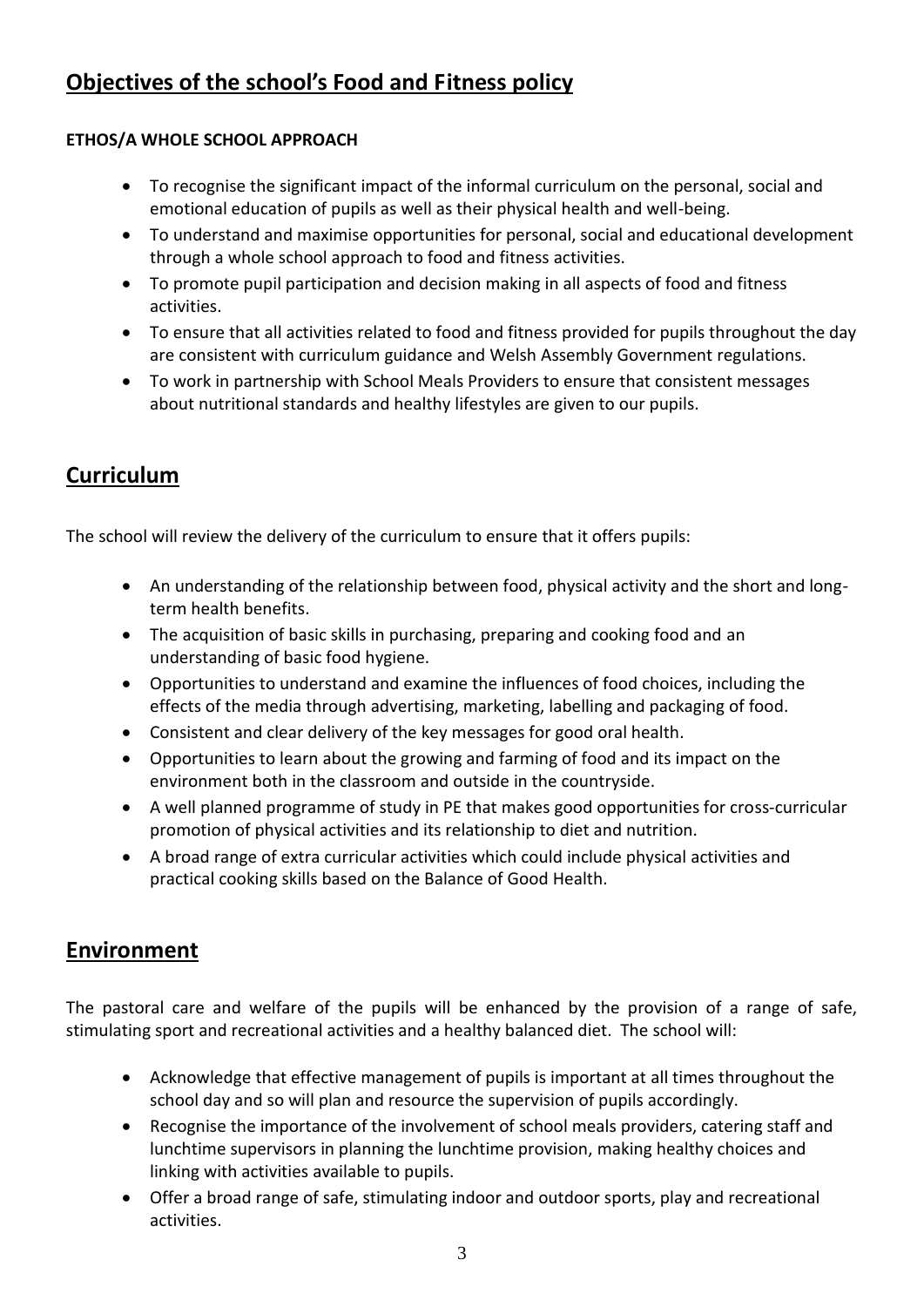## Objectives of the school's Food and Fitness policy

**ETHOS/A WHOLE SCHOOL APPROACH**

- To recognise the significant impact of the informal curriculum on the personal, social and emotional education of pupils as well as their physical health and well-being.
- To understand and maximise opportunities for personal, social and educational development through a whole school approach to food and fitness activities.
- To promote pupil participation and decision making in all aspects of food and fitness activities.
- To ensure that all activities related to food and fitness provided for pupils throughout the day are consistent with curriculum guidance and Welsh Assembly Government regulations.
- To work in partnership with School Meals Providers to ensure that consistent messages about nutritional standards and healthy lifestyles are given to our pupils.

## Curriculum

The school will review the delivery of the curriculum to ensure that it offers pupils:

- An understanding of the relationship between food, physical activity and the short and long-term health benefits.
- The acquisition of basic skills in purchasing, preparing and cooking food and an understanding of basic food hygiene.
- Opportunities to understand and examine the influences of food choices, including the effects of the media through advertising, marketing, labelling and packaging of food.
- Consistent and clear delivery of the key messages for good oral health.
- Opportunities to learn about the growing and farming of food and its impact on the environment both in the classroom and outside in the countryside.
- A well planned programme of study in PE that makes good opportunities for cross-curricular promotion of physical activities and its relationship to diet and nutrition.
- A broad range of extra curricular activities which could include physical activities and practical cooking skills based on the Balance of Good Health.

## Environment

The pastoral care and welfare of the pupils will be enhanced by the provision of a range of safe, stimulating sport and recreational activities and a healthy balanced diet. The school will:

- Acknowledge that effective management of pupils is important at all times throughout the school day and so will plan and resource the supervision of pupils accordingly.
- Recognise the importance of the involvement of school meals providers, catering staff and lunchtime supervisors in planning the lunchtime provision, making healthy choices and linking with activities available to pupils.
- Offer a broad range of safe, stimulating indoor and outdoor sports, play and recreational activities.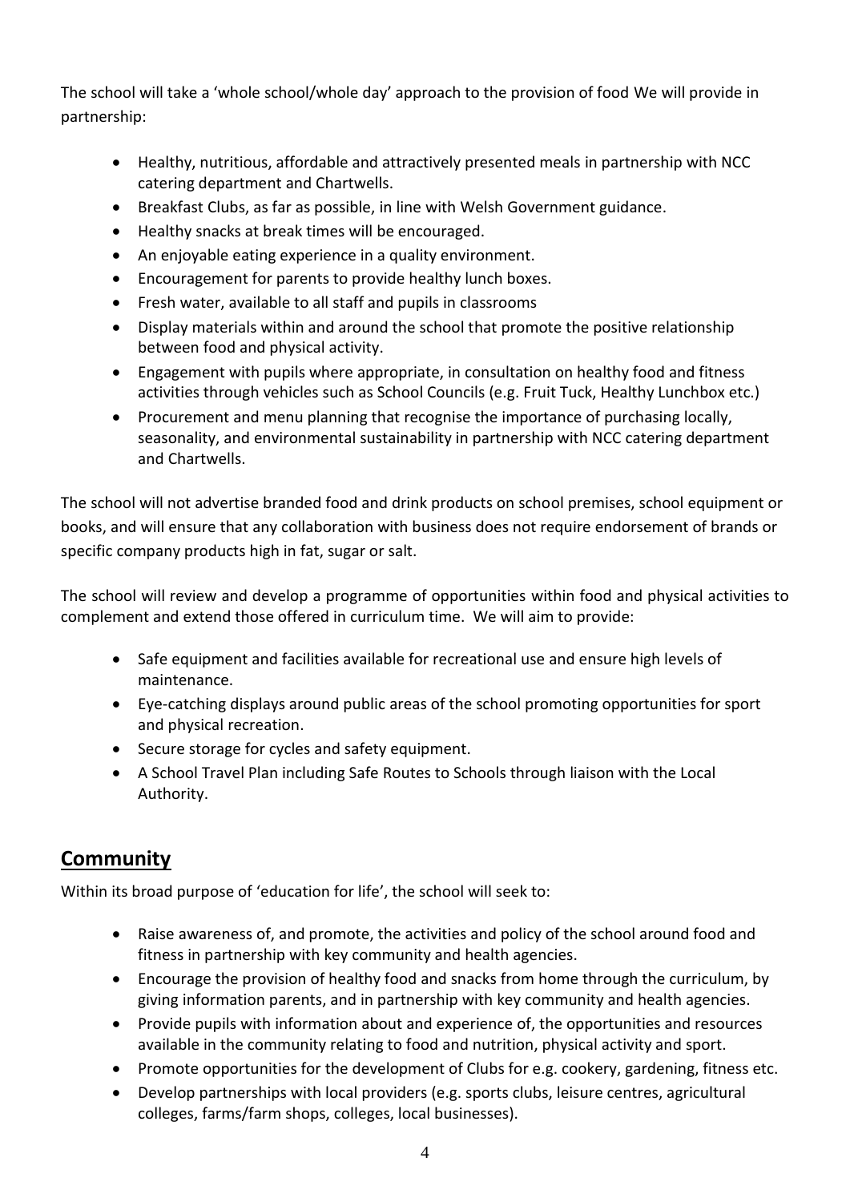The school will take a 'whole school/whole day' approach to the provision of food We will provide in partnership:

- Healthy, nutritious, affordable and attractively presented meals in partnership with NCC catering department and Chartwells.
- Breakfast Clubs, as far as possible, in line with Welsh Government guidance.
- Healthy snacks at break times will be encouraged.
- An enjoyable eating experience in a quality environment.
- Encouragement for parents to provide healthy lunch boxes.
- Fresh water, available to all staff and pupils in classrooms
- Display materials within and around the school that promote the positive relationship between food and physical activity.
- Engagement with pupils where appropriate, in consultation on healthy food and fitness activities through vehicles such as School Councils (e.g. Fruit Tuck, Healthy Lunchbox etc.)
- Procurement and menu planning that recognise the importance of purchasing locally, seasonality, and environmental sustainability in partnership with NCC catering department and Chartwells.

The school will not advertise branded food and drink products on school premises, school equipment or books, and will ensure that any collaboration with business does not require endorsement of brands or specific company products high in fat, sugar or salt.

The school will review and develop a programme of opportunities within food and physical activities to complement and extend those offered in curriculum time. We will aim to provide:

- Safe equipment and facilities available for recreational use and ensure high levels of maintenance.
- Eye-catching displays around public areas of the school promoting opportunities for sport and physical recreation.
- Secure storage for cycles and safety equipment.
- A School Travel Plan including Safe Routes to Schools through liaison with the Local Authority.

## Community

Within its broad purpose of 'education for life', the school will seek to:

- Raise awareness of, and promote, the activities and policy of the school around food and fitness in partnership with key community and health agencies.
- Encourage the provision of healthy food and snacks from home through the curriculum, by giving information parents, and in partnership with key community and health agencies.
- Provide pupils with information about and experience of, the opportunities and resources available in the community relating to food and nutrition, physical activity and sport.
- Promote opportunities for the development of Clubs for e.g. cookery, gardening, fitness etc.
- Develop partnerships with local providers (e.g. sports clubs, leisure centres, agricultural colleges, farms/farm shops, colleges, local businesses).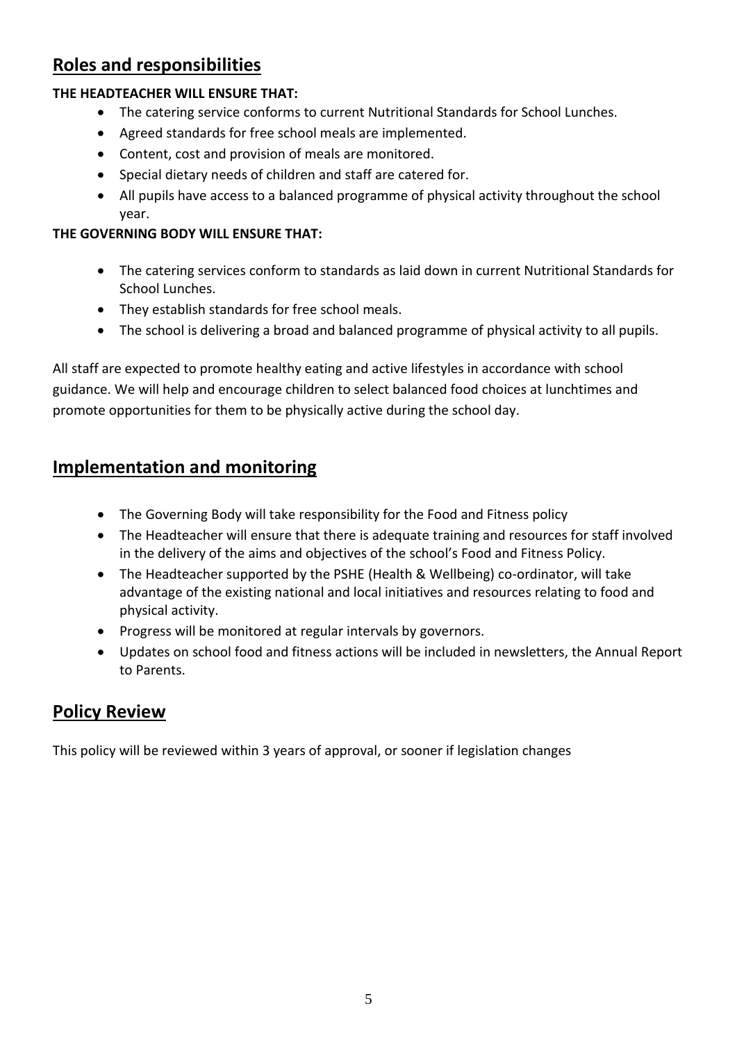## Roles and responsibilities

**THE HEADTEACHER WILL ENSURE THAT:**

- The catering service conforms to current Nutritional Standards for School Lunches.
- Agreed standards for free school meals are implemented.
- Content, cost and provision of meals are monitored.
- Special dietary needs of children and staff are catered for.
- All pupils have access to a balanced programme of physical activity throughout the school year.

**THE GOVERNING BODY WILL ENSURE THAT:**

- The catering services conform to standards as laid down in current Nutritional Standards for School Lunches.
- They establish standards for free school meals.
- The school is delivering a broad and balanced programme of physical activity to all pupils.

All staff are expected to promote healthy eating and active lifestyles in accordance with school guidance. We will help and encourage children to select balanced food choices at lunchtimes and promote opportunities for them to be physically active during the school day.

## Implementation and monitoring

- The Governing Body will take responsibility for the Food and Fitness policy
- The Headteacher will ensure that there is adequate training and resources for staff involved in the delivery of the aims and objectives of the school's Food and Fitness Policy.
- The Headteacher supported by the PSHE (Health & Wellbeing) co-ordinator, will take advantage of the existing national and local initiatives and resources relating to food and physical activity.
- Progress will be monitored at regular intervals by governors.
- Updates on school food and fitness actions will be included in newsletters, the Annual Report to Parents.

## Policy Review

This policy will be reviewed within 3 years of approval, or sooner if legislation changes